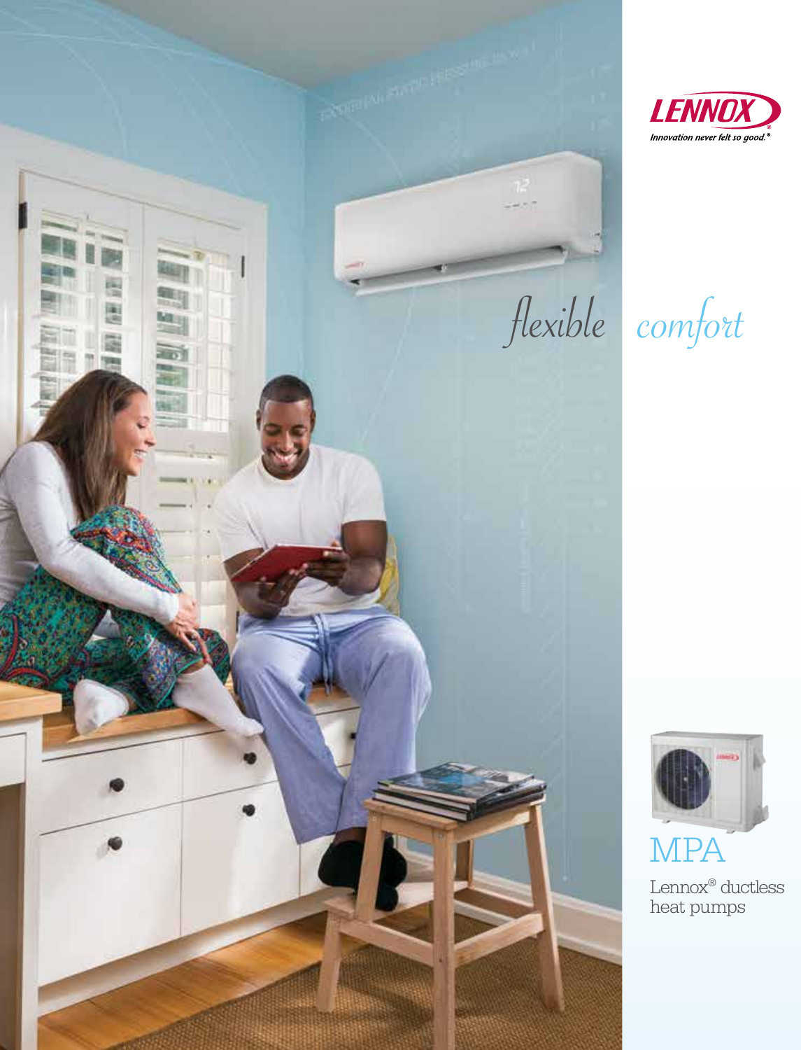LENNOX

*Innovation never felt so good.®*

# *flexible comfort*

## MPA

Lennox® ductless heat pumps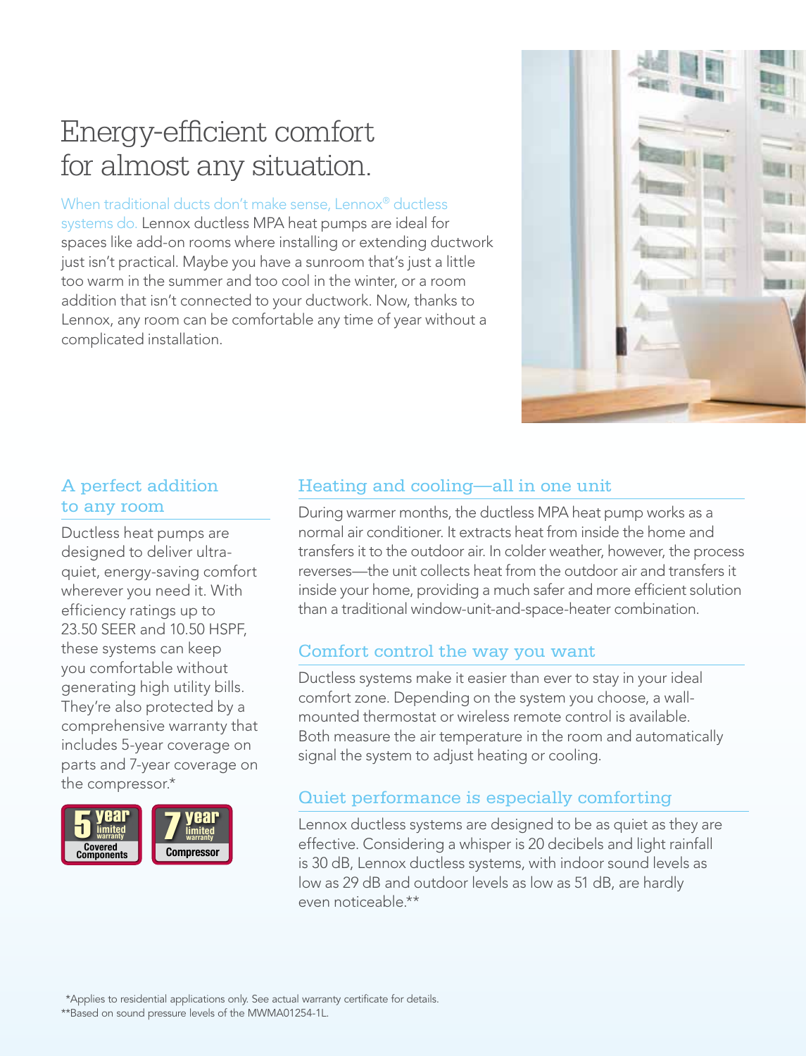# Energy-efficient comfort for almost any situation.

When traditional ducts don't make sense, Lennox® ductless systems do. Lennox ductless MPA heat pumps are ideal for spaces like add-on rooms where installing or extending ductwork just isn't practical. Maybe you have a sunroom that's just a little too warm in the summer and too cool in the winter, or a room addition that isn't connected to your ductwork. Now, thanks to Lennox, any room can be comfortable any time of year without a complicated installation.

## A perfect addition to any room

Ductless heat pumps are designed to deliver ultra-quiet, energy-saving comfort wherever you need it. With efficiency ratings up to 23.50 SEER and 10.50 HSPF, these systems can keep you comfortable without generating high utility bills. They're also protected by a comprehensive warranty that includes 5-year coverage on parts and 7-year coverage on the compressor.*

5 year limited warranty Covered Components

7 year limited warranty Compressor

## Heating and cooling—all in one unit

During warmer months, the ductless MPA heat pump works as a normal air conditioner. It extracts heat from inside the home and transfers it to the outdoor air. In colder weather, however, the process reverses—the unit collects heat from the outdoor air and transfers it inside your home, providing a much safer and more efficient solution than a traditional window-unit-and-space-heater combination.

## Comfort control the way you want

Ductless systems make it easier than ever to stay in your ideal comfort zone. Depending on the system you choose, a wall-mounted thermostat or wireless remote control is available. Both measure the air temperature in the room and automatically signal the system to adjust heating or cooling.

## Quiet performance is especially comforting

Lennox ductless systems are designed to be as quiet as they are effective. Considering a whisper is 20 decibels and light rainfall is 30 dB, Lennox ductless systems, with indoor sound levels as low as 29 dB and outdoor levels as low as 51 dB, are hardly even noticeable.**

*Applies to residential applications only. See actual warranty certificate for details.

**Based on sound pressure levels of the MWMA01254-1L.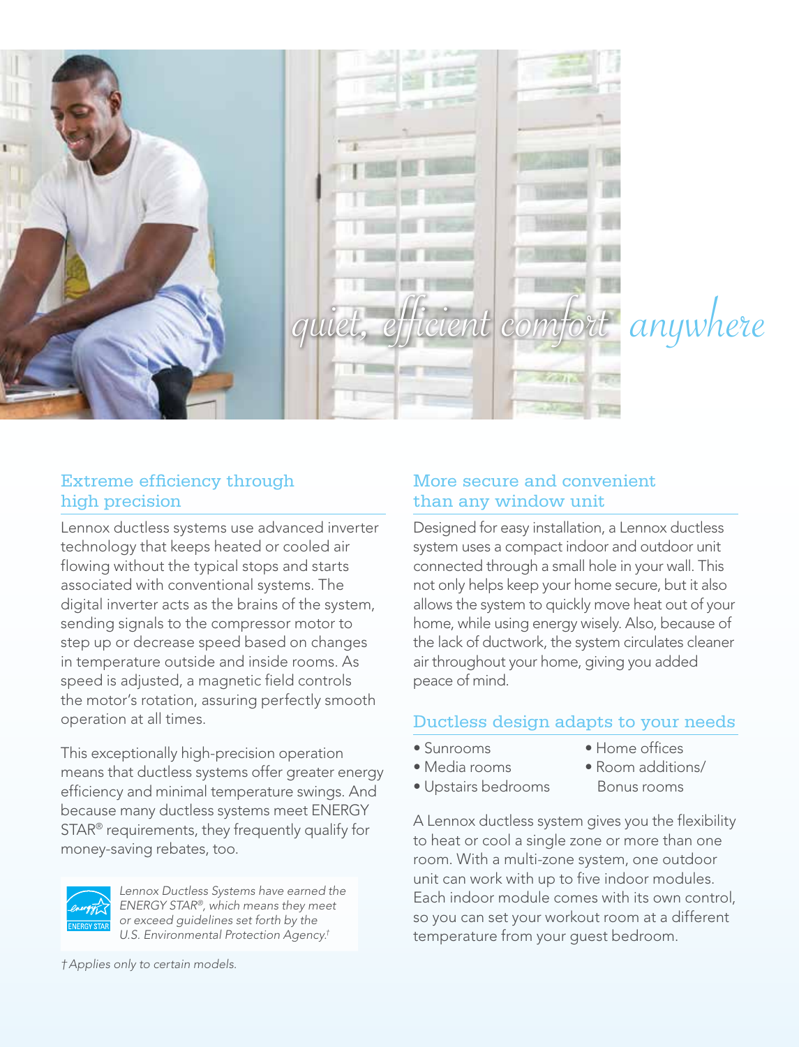*quiet, efficient comfort anywhere*

## Extreme efficiency through high precision

Lennox ductless systems use advanced inverter technology that keeps heated or cooled air flowing without the typical stops and starts associated with conventional systems. The digital inverter acts as the brains of the system, sending signals to the compressor motor to step up or decrease speed based on changes in temperature outside and inside rooms. As speed is adjusted, a magnetic field controls the motor's rotation, assuring perfectly smooth operation at all times.

This exceptionally high-precision operation means that ductless systems offer greater energy efficiency and minimal temperature swings. And because many ductless systems meet ENERGY STAR® requirements, they frequently qualify for money-saving rebates, too.

ENERGY STAR

*Lennox Ductless Systems have earned the ENERGY STAR®, which means they meet or exceed guidelines set forth by the U.S. Environmental Protection Agency.†*

*† Applies only to certain models.*

## More secure and convenient than any window unit

Designed for easy installation, a Lennox ductless system uses a compact indoor and outdoor unit connected through a small hole in your wall. This not only helps keep your home secure, but it also allows the system to quickly move heat out of your home, while using energy wisely. Also, because of the lack of ductwork, the system circulates cleaner air throughout your home, giving you added peace of mind.

## Ductless design adapts to your needs

- Sunrooms
- Media rooms
- Upstairs bedrooms
- Home offices
- Room additions/ Bonus rooms

A Lennox ductless system gives you the flexibility to heat or cool a single zone or more than one room. With a multi-zone system, one outdoor unit can work with up to five indoor modules. Each indoor module comes with its own control, so you can set your workout room at a different temperature from your guest bedroom.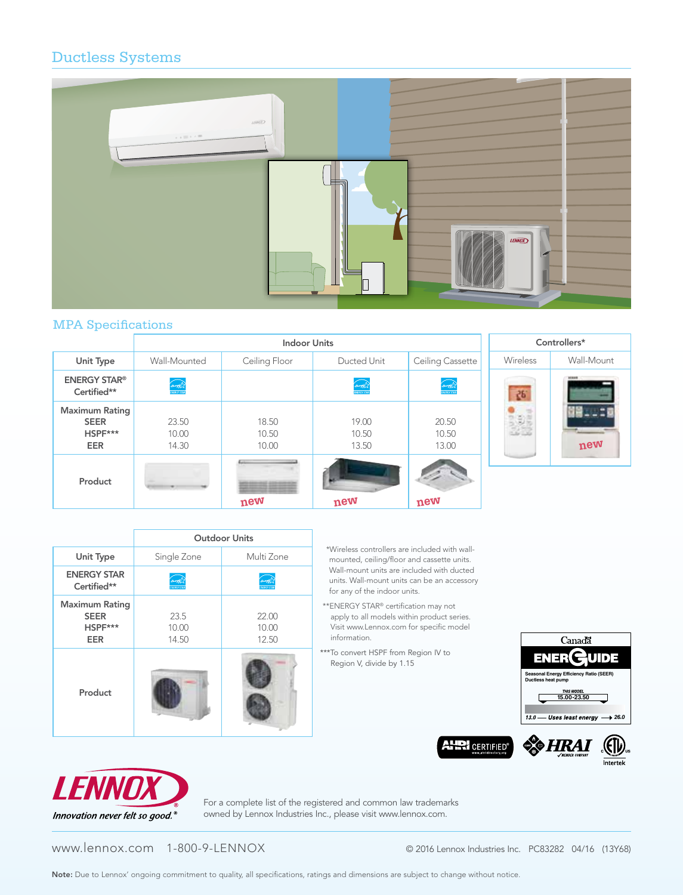## Ductless Systems

## MPA Specifications

| | Indoor Units | | | |
|---|---|---|---|---|
| Unit Type | Wall-Mounted | Ceiling Floor | Ducted Unit | Ceiling Cassette |
| ENERGY STAR® Certified** | ENERGY STAR | | ENERGY STAR | ENERGY STAR |
| Maximum Rating SEER HSPF*** EER | 23.50 10.00 14.30 | 18.50 10.50 10.00 | 19.00 10.50 13.50 | 20.50 10.50 13.00 |
| Product | | new | new | new |

| Controllers* | |
|---|---|
| Wireless | Wall-Mount |
| | new |

| | Outdoor Units | |
|---|---|---|
| Unit Type | Single Zone | Multi Zone |
| ENERGY STAR Certified** | ENERGY STAR | ENERGY STAR |
| Maximum Rating SEER HSPF*** EER | 23.5 10.00 14.50 | 22.00 10.00 12.50 |
| Product | | |

*Wireless controllers are included with wall-mounted, ceiling/floor and cassette units. Wall-mount units are included with ducted units. Wall-mount units can be an accessory for any of the indoor units.

**ENERGY STAR® certification may not apply to all models within product series. Visit www.Lennox.com for specific model information.

***To convert HSPF from Region IV to Region V, divide by 1.15

Canada ENERGUIDE
Seasonal Energy Efficiency Ratio (SEER)
Ductless heat pump
THIS MODEL
15.00-23.50
13.0 — Uses least energy → 26.0

AHRI CERTIFIED® www.ahridirectory.org

HRAI MEMBER COMPANY

ETL Intertek

LENNOX® *Innovation never felt so good.*®

For a complete list of the registered and common law trademarks owned by Lennox Industries Inc., please visit www.lennox.com.

www.lennox.com 1-800-9-LENNOX

© 2016 Lennox Industries Inc. PC83282 04/16 (13Y68)

**Note:** Due to Lennox' ongoing commitment to quality, all specifications, ratings and dimensions are subject to change without notice.